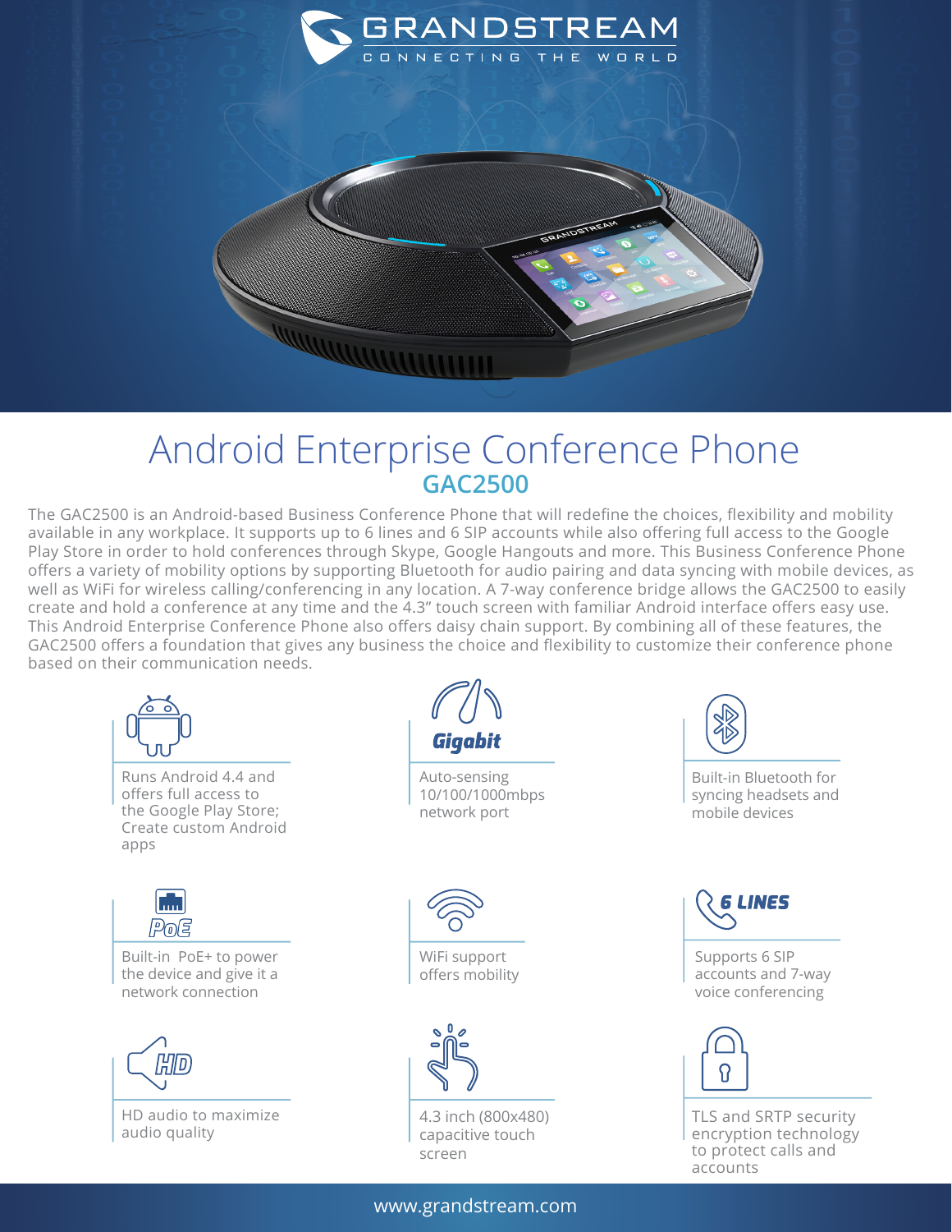# Android Enterprise Conference Phone

## GAC2500

The GAC2500 is an Android-based Business Conference Phone that will redefine the choices, flexibility and mobility available in any workplace. It supports up to 6 lines and 6 SIP accounts while also offering full access to the Google Play Store in order to hold conferences through Skype, Google Hangouts and more. This Business Conference Phone offers a variety of mobility options by supporting Bluetooth for audio pairing and data syncing with mobile devices, as well as WiFi for wireless calling/conferencing in any location. A 7-way conference bridge allows the GAC2500 to easily create and hold a conference at any time and the 4.3" touch screen with familiar Android interface offers easy use. This Android Enterprise Conference Phone also offers daisy chain support. By combining all of these features, the GAC2500 offers a foundation that gives any business the choice and flexibility to customize their conference phone based on their communication needs.

- Runs Android 4.4 and offers full access to the Google Play Store; Create custom Android apps
- Auto-sensing 10/100/1000mbps network port
- Built-in Bluetooth for syncing headsets and mobile devices
- Built-in PoE+ to power the device and give it a network connection
- WiFi support offers mobility
- Supports 6 SIP accounts and 7-way voice conferencing
- HD audio to maximize audio quality
- 4.3 inch (800x480) capacitive touch screen
- TLS and SRTP security encryption technology to protect calls and accounts

www.grandstream.com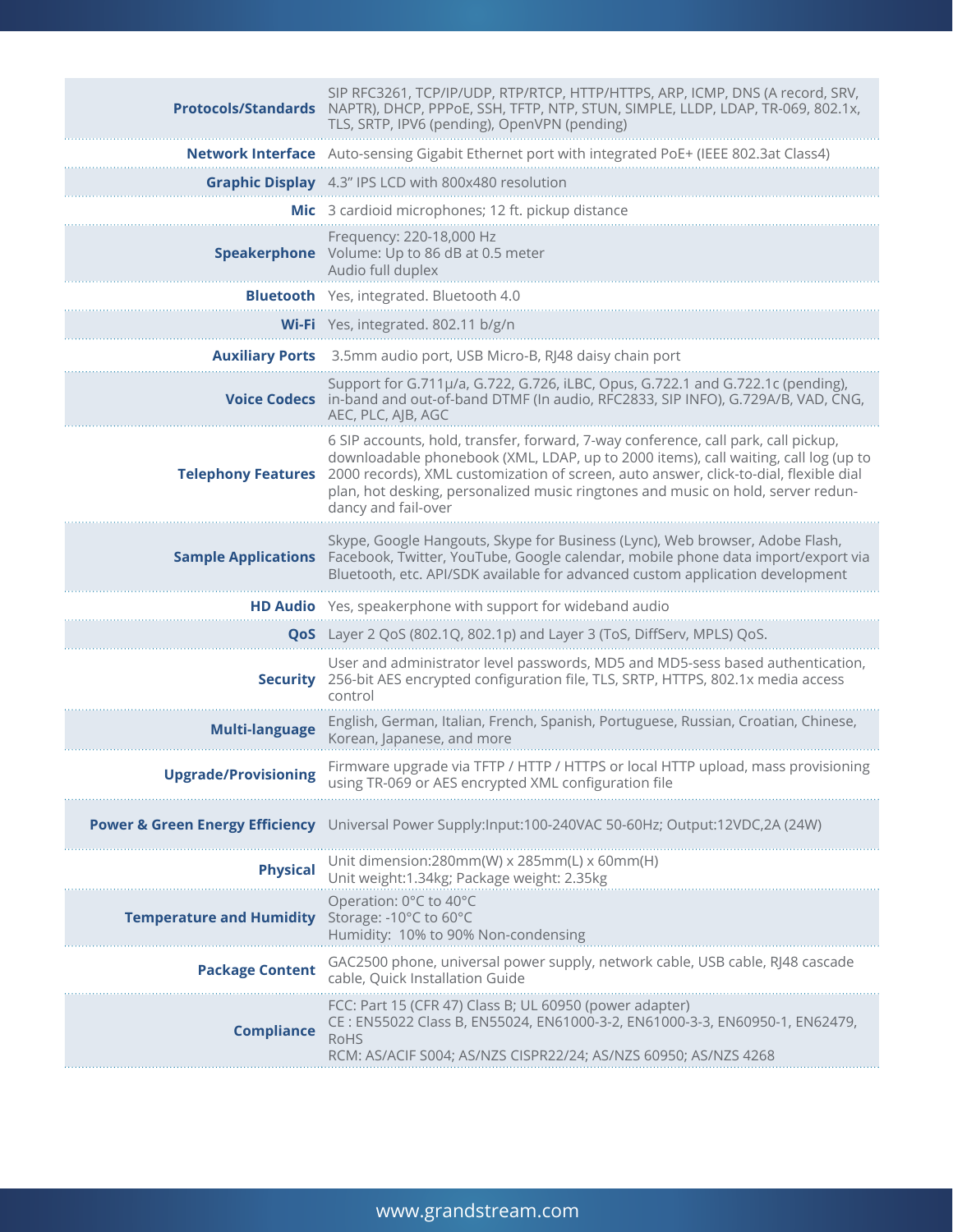| | |
|---|---|
| **Protocols/Standards** | SIP RFC3261, TCP/IP/UDP, RTP/RTCP, HTTP/HTTPS, ARP, ICMP, DNS (A record, SRV, NAPTR), DHCP, PPPoE, SSH, TFTP, NTP, STUN, SIMPLE, LLDP, LDAP, TR-069, 802.1x, TLS, SRTP, IPV6 (pending), OpenVPN (pending) |
| **Network Interface** | Auto-sensing Gigabit Ethernet port with integrated PoE+ (IEEE 802.3at Class4) |
| **Graphic Display** | 4.3" IPS LCD with 800x480 resolution |
| **Mic** | 3 cardioid microphones; 12 ft. pickup distance |
| **Speakerphone** | Frequency: 220-18,000 Hz<br>Volume: Up to 86 dB at 0.5 meter<br>Audio full duplex |
| **Bluetooth** | Yes, integrated. Bluetooth 4.0 |
| **Wi-Fi** | Yes, integrated. 802.11 b/g/n |
| **Auxiliary Ports** | 3.5mm audio port, USB Micro-B, RJ48 daisy chain port |
| **Voice Codecs** | Support for G.711µ/a, G.722, G.726, iLBC, Opus, G.722.1 and G.722.1c (pending), in-band and out-of-band DTMF (In audio, RFC2833, SIP INFO), G.729A/B, VAD, CNG, AEC, PLC, AJB, AGC |
| **Telephony Features** | 6 SIP accounts, hold, transfer, forward, 7-way conference, call park, call pickup, downloadable phonebook (XML, LDAP, up to 2000 items), call waiting, call log (up to 2000 records), XML customization of screen, auto answer, click-to-dial, flexible dial plan, hot desking, personalized music ringtones and music on hold, server redundancy and fail-over |
| **Sample Applications** | Skype, Google Hangouts, Skype for Business (Lync), Web browser, Adobe Flash, Facebook, Twitter, YouTube, Google calendar, mobile phone data import/export via Bluetooth, etc. API/SDK available for advanced custom application development |
| **HD Audio** | Yes, speakerphone with support for wideband audio |
| **QoS** | Layer 2 QoS (802.1Q, 802.1p) and Layer 3 (ToS, DiffServ, MPLS) QoS. |
| **Security** | User and administrator level passwords, MD5 and MD5-sess based authentication, 256-bit AES encrypted configuration file, TLS, SRTP, HTTPS, 802.1x media access control |
| **Multi-language** | English, German, Italian, French, Spanish, Portuguese, Russian, Croatian, Chinese, Korean, Japanese, and more |
| **Upgrade/Provisioning** | Firmware upgrade via TFTP / HTTP / HTTPS or local HTTP upload, mass provisioning using TR-069 or AES encrypted XML configuration file |
| **Power & Green Energy Efficiency** | Universal Power Supply:Input:100-240VAC 50-60Hz; Output:12VDC,2A (24W) |
| **Physical** | Unit dimension:280mm(W) x 285mm(L) x 60mm(H)<br>Unit weight:1.34kg; Package weight: 2.35kg |
| **Temperature and Humidity** | Operation: 0°C to 40°C<br>Storage: -10°C to 60°C<br>Humidity: 10% to 90% Non-condensing |
| **Package Content** | GAC2500 phone, universal power supply, network cable, USB cable, RJ48 cascade cable, Quick Installation Guide |
| **Compliance** | FCC: Part 15 (CFR 47) Class B; UL 60950 (power adapter)<br>CE : EN55022 Class B, EN55024, EN61000-3-2, EN61000-3-3, EN60950-1, EN62479, RoHS<br>RCM: AS/ACIF S004; AS/NZS CISPR22/24; AS/NZS 60950; AS/NZS 4268 |

www.grandstream.com